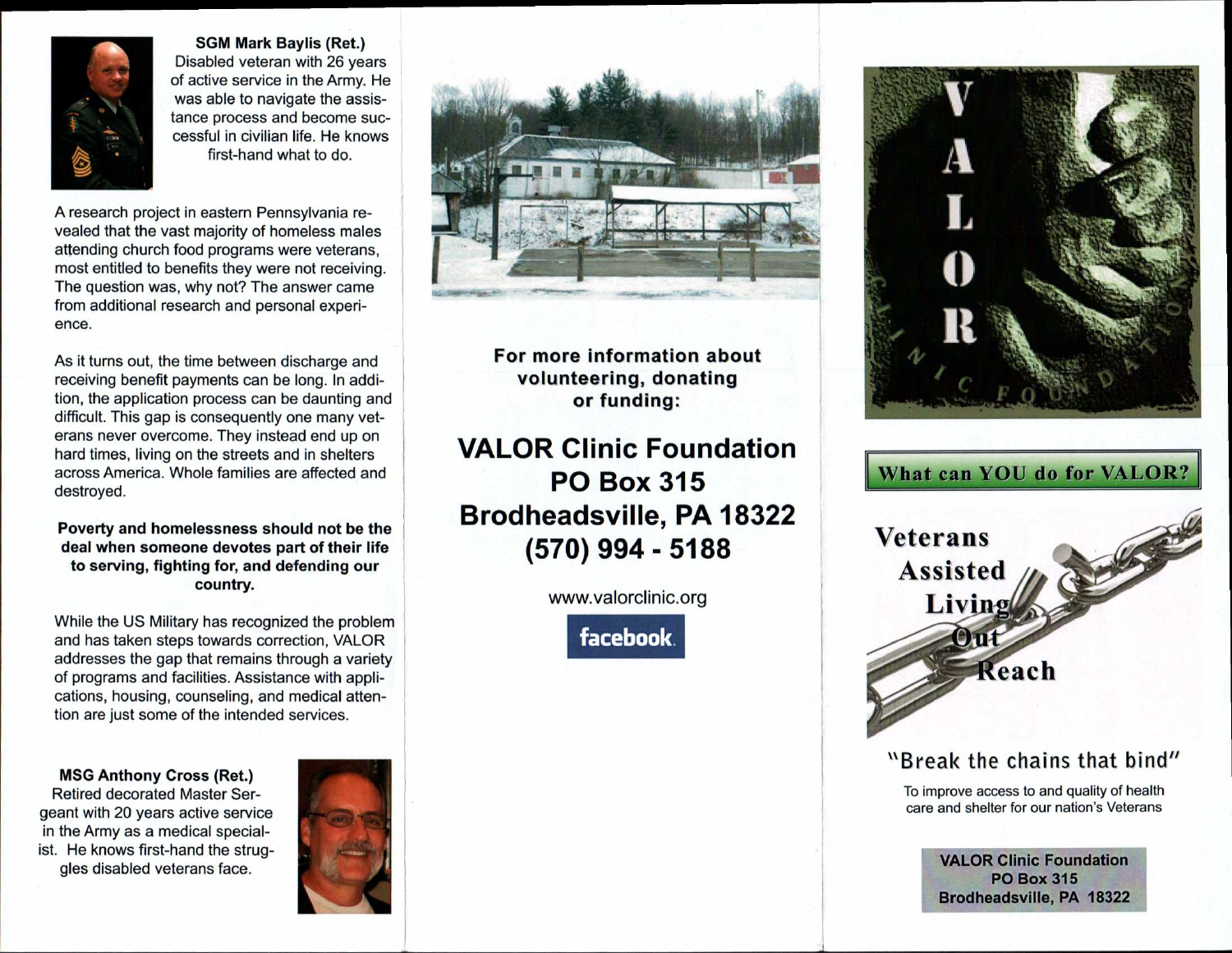**SGM Mark Baylis (Ret.)**
Disabled veteran with 26 years of active service in the Army. He was able to navigate the assistance process and become successful in civilian life. He knows first-hand what to do.

A research project in eastern Pennsylvania revealed that the vast majority of homeless males attending church food programs were veterans, most entitled to benefits they were not receiving. The question was, why not? The answer came from additional research and personal experience.

As it turns out, the time between discharge and receiving benefit payments can be long. In addition, the application process can be daunting and difficult. This gap is consequently one many veterans never overcome. They instead end up on hard times, living on the streets and in shelters across America. Whole families are affected and destroyed.

**Poverty and homelessness should not be the deal when someone devotes part of their life to serving, fighting for, and defending our country.**

While the US Military has recognized the problem and has taken steps towards correction, VALOR addresses the gap that remains through a variety of programs and facilities. Assistance with applications, housing, counseling, and medical attention are just some of the intended services.

**MSG Anthony Cross (Ret.)**
Retired decorated Master Sergeant with 20 years active service in the Army as a medical specialist. He knows first-hand the struggles disabled veterans face.

**For more information about volunteering, donating or funding:**

## VALOR Clinic Foundation
## PO Box 315
## Brodheadsville, PA 18322
## (570) 994 - 5188

www.valorclinic.org

facebook

# VALOR
CLINIC FOUNDATION

**What can YOU do for VALOR?**

**Veterans**
**Assisted**
**Living**
**Out**
**Reach**

"Break the chains that bind"

To improve access to and quality of health care and shelter for our nation's Veterans

**VALOR Clinic Foundation**
**PO Box 315**
**Brodheadsville, PA 18322**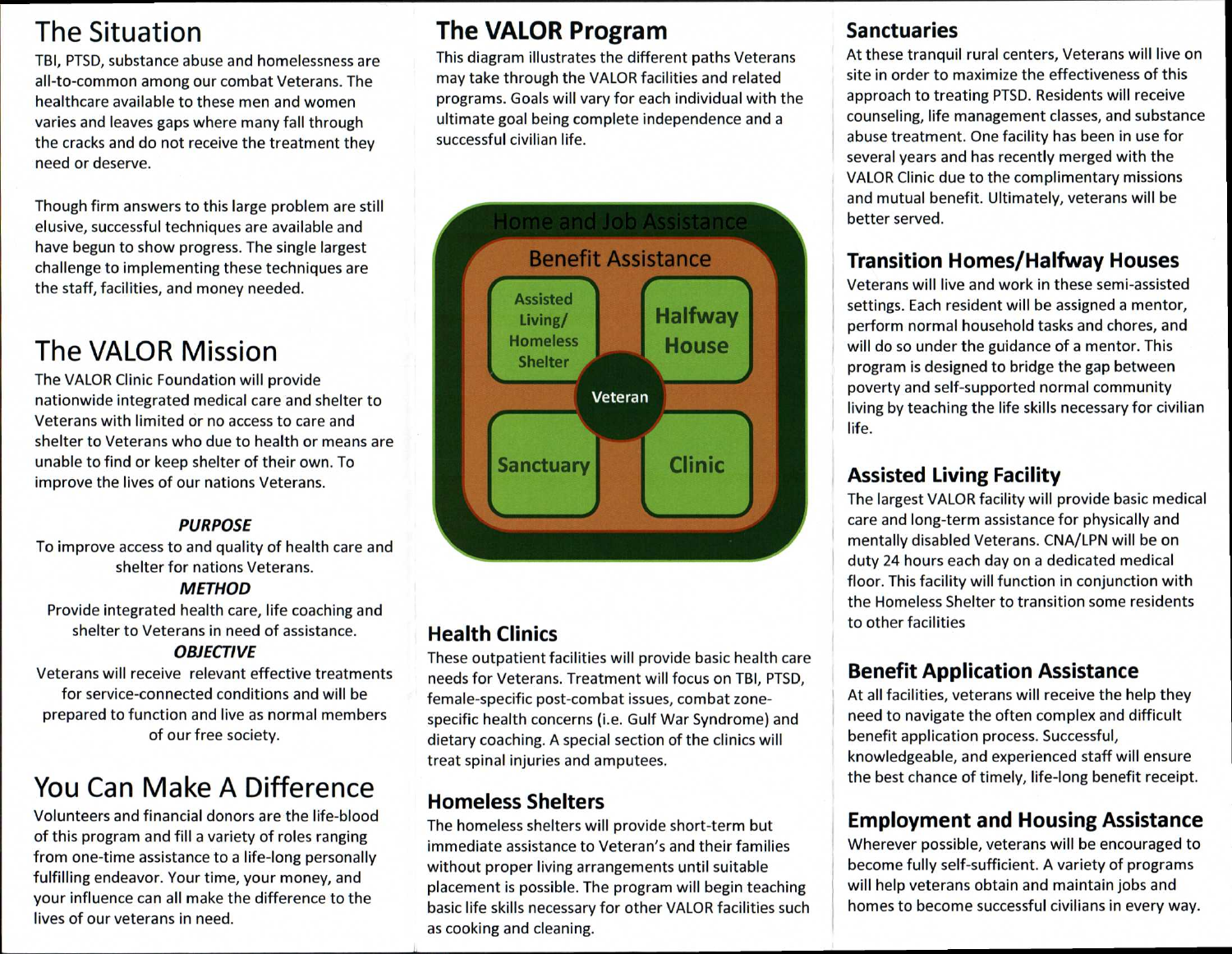## The Situation

TBI, PTSD, substance abuse and homelessness are all-to-common among our combat Veterans. The healthcare available to these men and women varies and leaves gaps where many fall through the cracks and do not receive the treatment they need or deserve.

Though firm answers to this large problem are still elusive, successful techniques are available and have begun to show progress. The single largest challenge to implementing these techniques are the staff, facilities, and money needed.

## The VALOR Mission

The VALOR Clinic Foundation will provide nationwide integrated medical care and shelter to Veterans with limited or no access to care and shelter to Veterans who due to health or means are unable to find or keep shelter of their own. To improve the lives of our nations Veterans.

***PURPOSE***

To improve access to and quality of health care and shelter for nations Veterans.

***METHOD***

Provide integrated health care, life coaching and shelter to Veterans in need of assistance.

***OBJECTIVE***

Veterans will receive relevant effective treatments for service-connected conditions and will be prepared to function and live as normal members of our free society.

## You Can Make A Difference

Volunteers and financial donors are the life-blood of this program and fill a variety of roles ranging from one-time assistance to a life-long personally fulfilling endeavor. Your time, your money, and your influence can all make the difference to the lives of our veterans in need.

## The VALOR Program

This diagram illustrates the different paths Veterans may take through the VALOR facilities and related programs. Goals will vary for each individual with the ultimate goal being complete independence and a successful civilian life.

Home and Job Assistance

Benefit Assistance

Assisted Living/ Homeless Shelter

Halfway House

Veteran

Sanctuary

Clinic

### Health Clinics

These outpatient facilities will provide basic health care needs for Veterans. Treatment will focus on TBI, PTSD, female-specific post-combat issues, combat zone-specific health concerns (i.e. Gulf War Syndrome) and dietary coaching. A special section of the clinics will treat spinal injuries and amputees.

### Homeless Shelters

The homeless shelters will provide short-term but immediate assistance to Veteran's and their families without proper living arrangements until suitable placement is possible. The program will begin teaching basic life skills necessary for other VALOR facilities such as cooking and cleaning.

### Sanctuaries

At these tranquil rural centers, Veterans will live on site in order to maximize the effectiveness of this approach to treating PTSD. Residents will receive counseling, life management classes, and substance abuse treatment. One facility has been in use for several years and has recently merged with the VALOR Clinic due to the complimentary missions and mutual benefit. Ultimately, veterans will be better served.

### Transition Homes/Halfway Houses

Veterans will live and work in these semi-assisted settings. Each resident will be assigned a mentor, perform normal household tasks and chores, and will do so under the guidance of a mentor. This program is designed to bridge the gap between poverty and self-supported normal community living by teaching the life skills necessary for civilian life.

### Assisted Living Facility

The largest VALOR facility will provide basic medical care and long-term assistance for physically and mentally disabled Veterans. CNA/LPN will be on duty 24 hours each day on a dedicated medical floor. This facility will function in conjunction with the Homeless Shelter to transition some residents to other facilities

### Benefit Application Assistance

At all facilities, veterans will receive the help they need to navigate the often complex and difficult benefit application process. Successful, knowledgeable, and experienced staff will ensure the best chance of timely, life-long benefit receipt.

### Employment and Housing Assistance

Wherever possible, veterans will be encouraged to become fully self-sufficient. A variety of programs will help veterans obtain and maintain jobs and homes to become successful civilians in every way.